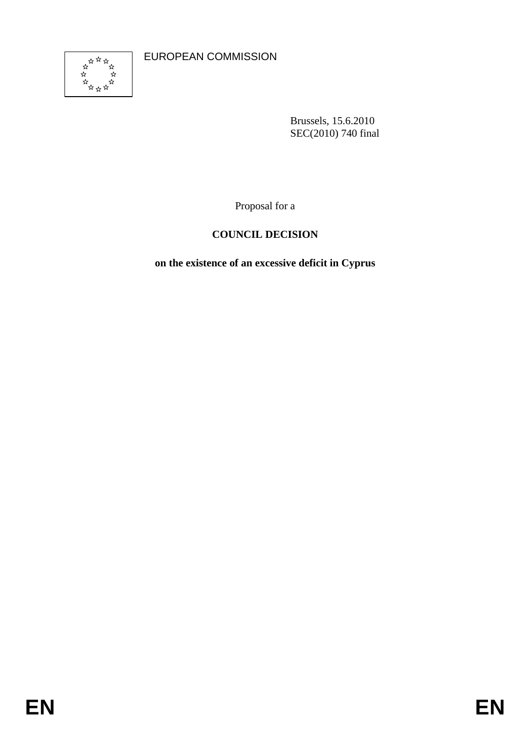EUROPEAN COMMISSION

Brussels, 15.6.2010
SEC(2010) 740 final

Proposal for a

**COUNCIL DECISION**

**on the existence of an excessive deficit in Cyprus**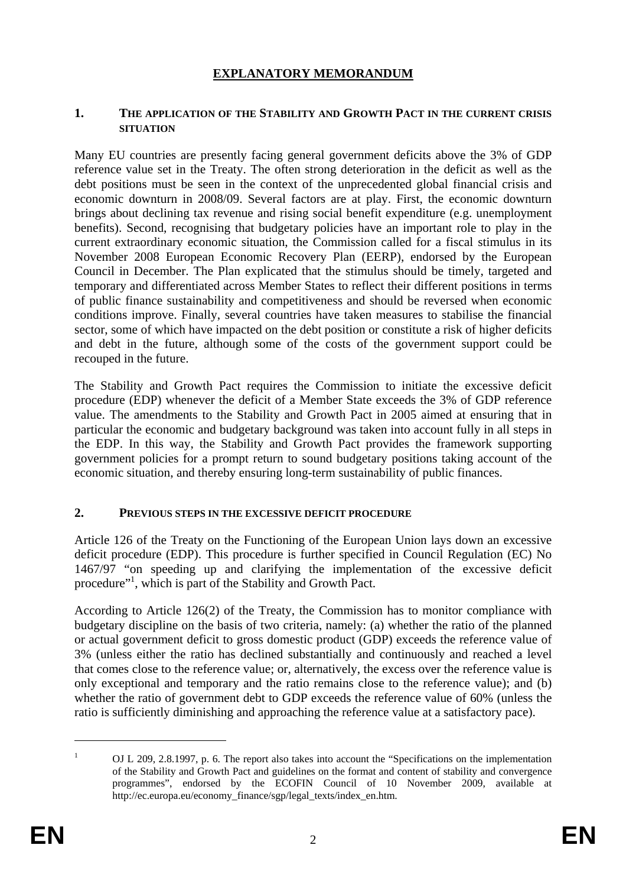# EXPLANATORY MEMORANDUM

## 1. THE APPLICATION OF THE STABILITY AND GROWTH PACT IN THE CURRENT CRISIS SITUATION

Many EU countries are presently facing general government deficits above the 3% of GDP reference value set in the Treaty. The often strong deterioration in the deficit as well as the debt positions must be seen in the context of the unprecedented global financial crisis and economic downturn in 2008/09. Several factors are at play. First, the economic downturn brings about declining tax revenue and rising social benefit expenditure (e.g. unemployment benefits). Second, recognising that budgetary policies have an important role to play in the current extraordinary economic situation, the Commission called for a fiscal stimulus in its November 2008 European Economic Recovery Plan (EERP), endorsed by the European Council in December. The Plan explicated that the stimulus should be timely, targeted and temporary and differentiated across Member States to reflect their different positions in terms of public finance sustainability and competitiveness and should be reversed when economic conditions improve. Finally, several countries have taken measures to stabilise the financial sector, some of which have impacted on the debt position or constitute a risk of higher deficits and debt in the future, although some of the costs of the government support could be recouped in the future.

The Stability and Growth Pact requires the Commission to initiate the excessive deficit procedure (EDP) whenever the deficit of a Member State exceeds the 3% of GDP reference value. The amendments to the Stability and Growth Pact in 2005 aimed at ensuring that in particular the economic and budgetary background was taken into account fully in all steps in the EDP. In this way, the Stability and Growth Pact provides the framework supporting government policies for a prompt return to sound budgetary positions taking account of the economic situation, and thereby ensuring long-term sustainability of public finances.

## 2. PREVIOUS STEPS IN THE EXCESSIVE DEFICIT PROCEDURE

Article 126 of the Treaty on the Functioning of the European Union lays down an excessive deficit procedure (EDP). This procedure is further specified in Council Regulation (EC) No 1467/97 "on speeding up and clarifying the implementation of the excessive deficit procedure"[1], which is part of the Stability and Growth Pact.

According to Article 126(2) of the Treaty, the Commission has to monitor compliance with budgetary discipline on the basis of two criteria, namely: (a) whether the ratio of the planned or actual government deficit to gross domestic product (GDP) exceeds the reference value of 3% (unless either the ratio has declined substantially and continuously and reached a level that comes close to the reference value; or, alternatively, the excess over the reference value is only exceptional and temporary and the ratio remains close to the reference value); and (b) whether the ratio of government debt to GDP exceeds the reference value of 60% (unless the ratio is sufficiently diminishing and approaching the reference value at a satisfactory pace).

[1] OJ L 209, 2.8.1997, p. 6. The report also takes into account the "Specifications on the implementation of the Stability and Growth Pact and guidelines on the format and content of stability and convergence programmes", endorsed by the ECOFIN Council of 10 November 2009, available at http://ec.europa.eu/economy_finance/sgp/legal_texts/index_en.htm.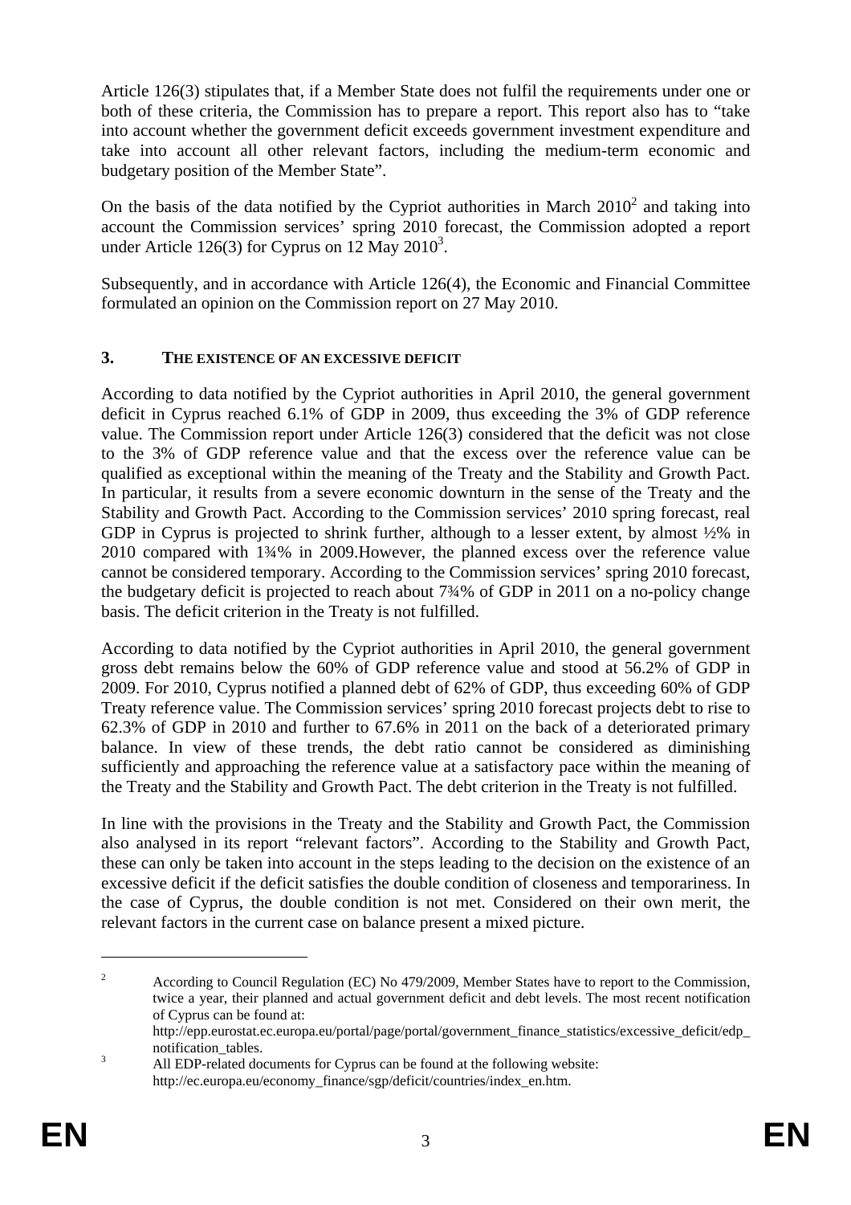Article 126(3) stipulates that, if a Member State does not fulfil the requirements under one or both of these criteria, the Commission has to prepare a report. This report also has to "take into account whether the government deficit exceeds government investment expenditure and take into account all other relevant factors, including the medium-term economic and budgetary position of the Member State".

On the basis of the data notified by the Cypriot authorities in March 2010[2] and taking into account the Commission services' spring 2010 forecast, the Commission adopted a report under Article 126(3) for Cyprus on 12 May 2010[3].

Subsequently, and in accordance with Article 126(4), the Economic and Financial Committee formulated an opinion on the Commission report on 27 May 2010.

## 3. THE EXISTENCE OF AN EXCESSIVE DEFICIT

According to data notified by the Cypriot authorities in April 2010, the general government deficit in Cyprus reached 6.1% of GDP in 2009, thus exceeding the 3% of GDP reference value. The Commission report under Article 126(3) considered that the deficit was not close to the 3% of GDP reference value and that the excess over the reference value can be qualified as exceptional within the meaning of the Treaty and the Stability and Growth Pact. In particular, it results from a severe economic downturn in the sense of the Treaty and the Stability and Growth Pact. According to the Commission services' 2010 spring forecast, real GDP in Cyprus is projected to shrink further, although to a lesser extent, by almost ½% in 2010 compared with 1¾% in 2009.However, the planned excess over the reference value cannot be considered temporary. According to the Commission services' spring 2010 forecast, the budgetary deficit is projected to reach about 7¾% of GDP in 2011 on a no-policy change basis. The deficit criterion in the Treaty is not fulfilled.

According to data notified by the Cypriot authorities in April 2010, the general government gross debt remains below the 60% of GDP reference value and stood at 56.2% of GDP in 2009. For 2010, Cyprus notified a planned debt of 62% of GDP, thus exceeding 60% of GDP Treaty reference value. The Commission services' spring 2010 forecast projects debt to rise to 62.3% of GDP in 2010 and further to 67.6% in 2011 on the back of a deteriorated primary balance. In view of these trends, the debt ratio cannot be considered as diminishing sufficiently and approaching the reference value at a satisfactory pace within the meaning of the Treaty and the Stability and Growth Pact. The debt criterion in the Treaty is not fulfilled.

In line with the provisions in the Treaty and the Stability and Growth Pact, the Commission also analysed in its report "relevant factors". According to the Stability and Growth Pact, these can only be taken into account in the steps leading to the decision on the existence of an excessive deficit if the deficit satisfies the double condition of closeness and temporariness. In the case of Cyprus, the double condition is not met. Considered on their own merit, the relevant factors in the current case on balance present a mixed picture.

---

[2] According to Council Regulation (EC) No 479/2009, Member States have to report to the Commission, twice a year, their planned and actual government deficit and debt levels. The most recent notification of Cyprus can be found at: http://epp.eurostat.ec.europa.eu/portal/page/portal/government_finance_statistics/excessive_deficit/edp_notification_tables.

[3] All EDP-related documents for Cyprus can be found at the following website: http://ec.europa.eu/economy_finance/sgp/deficit/countries/index_en.htm.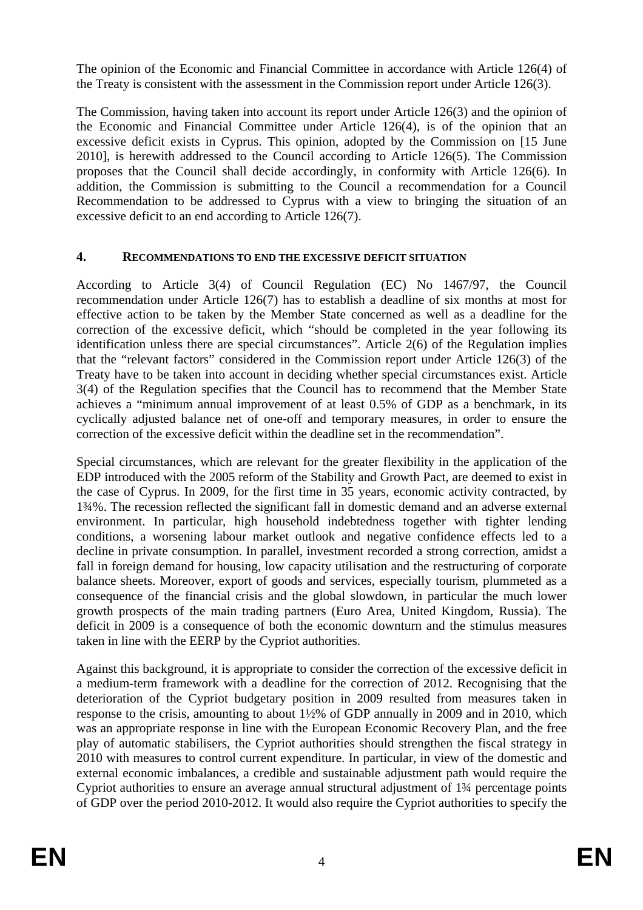The opinion of the Economic and Financial Committee in accordance with Article 126(4) of the Treaty is consistent with the assessment in the Commission report under Article 126(3).

The Commission, having taken into account its report under Article 126(3) and the opinion of the Economic and Financial Committee under Article 126(4), is of the opinion that an excessive deficit exists in Cyprus. This opinion, adopted by the Commission on [15 June 2010], is herewith addressed to the Council according to Article 126(5). The Commission proposes that the Council shall decide accordingly, in conformity with Article 126(6). In addition, the Commission is submitting to the Council a recommendation for a Council Recommendation to be addressed to Cyprus with a view to bringing the situation of an excessive deficit to an end according to Article 126(7).

## 4. RECOMMENDATIONS TO END THE EXCESSIVE DEFICIT SITUATION

According to Article 3(4) of Council Regulation (EC) No 1467/97, the Council recommendation under Article 126(7) has to establish a deadline of six months at most for effective action to be taken by the Member State concerned as well as a deadline for the correction of the excessive deficit, which "should be completed in the year following its identification unless there are special circumstances". Article 2(6) of the Regulation implies that the "relevant factors" considered in the Commission report under Article 126(3) of the Treaty have to be taken into account in deciding whether special circumstances exist. Article 3(4) of the Regulation specifies that the Council has to recommend that the Member State achieves a "minimum annual improvement of at least 0.5% of GDP as a benchmark, in its cyclically adjusted balance net of one-off and temporary measures, in order to ensure the correction of the excessive deficit within the deadline set in the recommendation".

Special circumstances, which are relevant for the greater flexibility in the application of the EDP introduced with the 2005 reform of the Stability and Growth Pact, are deemed to exist in the case of Cyprus. In 2009, for the first time in 35 years, economic activity contracted, by 1¾%. The recession reflected the significant fall in domestic demand and an adverse external environment. In particular, high household indebtedness together with tighter lending conditions, a worsening labour market outlook and negative confidence effects led to a decline in private consumption. In parallel, investment recorded a strong correction, amidst a fall in foreign demand for housing, low capacity utilisation and the restructuring of corporate balance sheets. Moreover, export of goods and services, especially tourism, plummeted as a consequence of the financial crisis and the global slowdown, in particular the much lower growth prospects of the main trading partners (Euro Area, United Kingdom, Russia). The deficit in 2009 is a consequence of both the economic downturn and the stimulus measures taken in line with the EERP by the Cypriot authorities.

Against this background, it is appropriate to consider the correction of the excessive deficit in a medium-term framework with a deadline for the correction of 2012. Recognising that the deterioration of the Cypriot budgetary position in 2009 resulted from measures taken in response to the crisis, amounting to about 1½% of GDP annually in 2009 and in 2010, which was an appropriate response in line with the European Economic Recovery Plan, and the free play of automatic stabilisers, the Cypriot authorities should strengthen the fiscal strategy in 2010 with measures to control current expenditure. In particular, in view of the domestic and external economic imbalances, a credible and sustainable adjustment path would require the Cypriot authorities to ensure an average annual structural adjustment of 1¾ percentage points of GDP over the period 2010-2012. It would also require the Cypriot authorities to specify the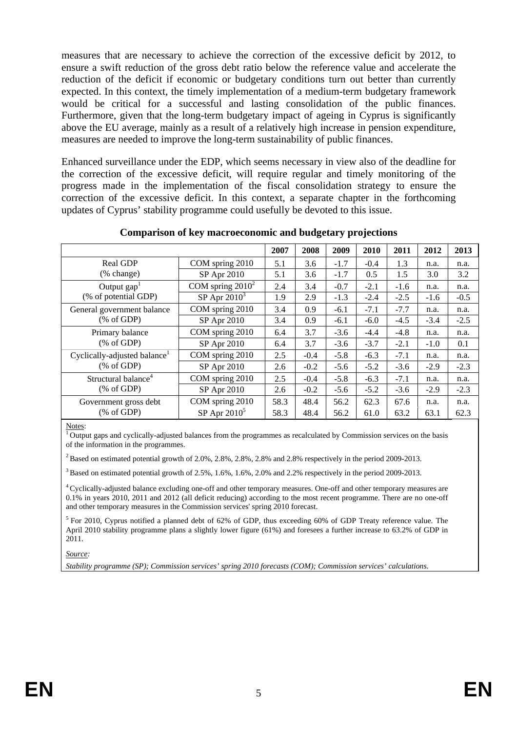measures that are necessary to achieve the correction of the excessive deficit by 2012, to ensure a swift reduction of the gross debt ratio below the reference value and accelerate the reduction of the deficit if economic or budgetary conditions turn out better than currently expected. In this context, the timely implementation of a medium-term budgetary framework would be critical for a successful and lasting consolidation of the public finances. Furthermore, given that the long-term budgetary impact of ageing in Cyprus is significantly above the EU average, mainly as a result of a relatively high increase in pension expenditure, measures are needed to improve the long-term sustainability of public finances.

Enhanced surveillance under the EDP, which seems necessary in view also of the deadline for the correction of the excessive deficit, will require regular and timely monitoring of the progress made in the implementation of the fiscal consolidation strategy to ensure the correction of the excessive deficit. In this context, a separate chapter in the forthcoming updates of Cyprus' stability programme could usefully be devoted to this issue.

**Comparison of key macroeconomic and budgetary projections**

| | | 2007 | 2008 | 2009 | 2010 | 2011 | 2012 | 2013 |
|---|---|---|---|---|---|---|---|---|
| Real GDP (% change) | COM spring 2010 | 5.1 | 3.6 | -1.7 | -0.4 | 1.3 | n.a. | n.a. |
| | SP Apr 2010 | 5.1 | 3.6 | -1.7 | 0.5 | 1.5 | 3.0 | 3.2 |
| Output gap[1] (% of potential GDP) | COM spring 2010[2] | 2.4 | 3.4 | -0.7 | -2.1 | -1.6 | n.a. | n.a. |
| | SP Apr 2010[3] | 1.9 | 2.9 | -1.3 | -2.4 | -2.5 | -1.6 | -0.5 |
| General government balance (% of GDP) | COM spring 2010 | 3.4 | 0.9 | -6.1 | -7.1 | -7.7 | n.a. | n.a. |
| | SP Apr 2010 | 3.4 | 0.9 | -6.1 | -6.0 | -4.5 | -3.4 | -2.5 |
| Primary balance (% of GDP) | COM spring 2010 | 6.4 | 3.7 | -3.6 | -4.4 | -4.8 | n.a. | n.a. |
| | SP Apr 2010 | 6.4 | 3.7 | -3.6 | -3.7 | -2.1 | -1.0 | 0.1 |
| Cyclically-adjusted balance[1] (% of GDP) | COM spring 2010 | 2.5 | -0.4 | -5.8 | -6.3 | -7.1 | n.a. | n.a. |
| | SP Apr 2010 | 2.6 | -0.2 | -5.6 | -5.2 | -3.6 | -2.9 | -2.3 |
| Structural balance[4] (% of GDP) | COM spring 2010 | 2.5 | -0.4 | -5.8 | -6.3 | -7.1 | n.a. | n.a. |
| | SP Apr 2010 | 2.6 | -0.2 | -5.6 | -5.2 | -3.6 | -2.9 | -2.3 |
| Government gross debt (% of GDP) | COM spring 2010 | 58.3 | 48.4 | 56.2 | 62.3 | 67.6 | n.a. | n.a. |
| | SP Apr 2010[5] | 58.3 | 48.4 | 56.2 | 61.0 | 63.2 | 63.1 | 62.3 |

Notes:

[1] Output gaps and cyclically-adjusted balances from the programmes as recalculated by Commission services on the basis of the information in the programmes.

[2] Based on estimated potential growth of 2.0%, 2.8%, 2.8%, 2.8% and 2.8% respectively in the period 2009-2013.

[3] Based on estimated potential growth of 2.5%, 1.6%, 1.6%, 2.0% and 2.2% respectively in the period 2009-2013.

[4] Cyclically-adjusted balance excluding one-off and other temporary measures. One-off and other temporary measures are 0.1% in years 2010, 2011 and 2012 (all deficit reducing) according to the most recent programme. There are no one-off and other temporary measures in the Commission services' spring 2010 forecast.

[5] For 2010, Cyprus notified a planned debt of 62% of GDP, thus exceeding 60% of GDP Treaty reference value. The April 2010 stability programme plans a slightly lower figure (61%) and foresees a further increase to 63.2% of GDP in 2011.

*Source:*

*Stability programme (SP); Commission services' spring 2010 forecasts (COM); Commission services' calculations.*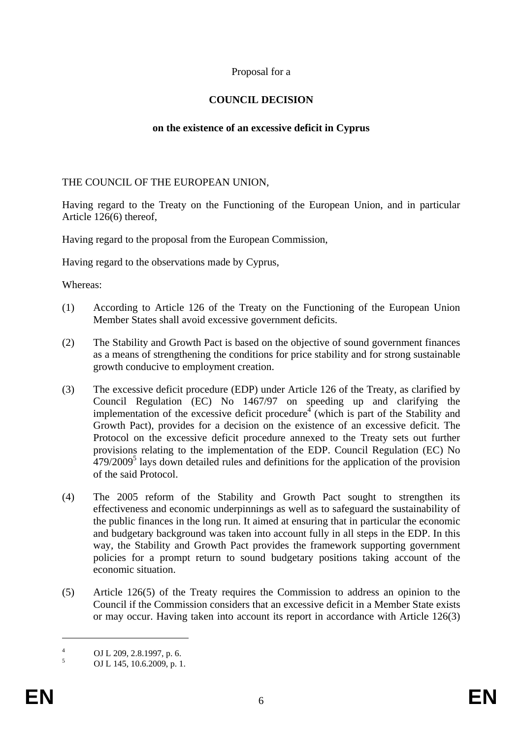Proposal for a

**COUNCIL DECISION**

**on the existence of an excessive deficit in Cyprus**

THE COUNCIL OF THE EUROPEAN UNION,

Having regard to the Treaty on the Functioning of the European Union, and in particular Article 126(6) thereof,

Having regard to the proposal from the European Commission,

Having regard to the observations made by Cyprus,

Whereas:

(1) According to Article 126 of the Treaty on the Functioning of the European Union Member States shall avoid excessive government deficits.

(2) The Stability and Growth Pact is based on the objective of sound government finances as a means of strengthening the conditions for price stability and for strong sustainable growth conducive to employment creation.

(3) The excessive deficit procedure (EDP) under Article 126 of the Treaty, as clarified by Council Regulation (EC) No 1467/97 on speeding up and clarifying the implementation of the excessive deficit procedure[4] (which is part of the Stability and Growth Pact), provides for a decision on the existence of an excessive deficit. The Protocol on the excessive deficit procedure annexed to the Treaty sets out further provisions relating to the implementation of the EDP. Council Regulation (EC) No 479/2009[5] lays down detailed rules and definitions for the application of the provision of the said Protocol.

(4) The 2005 reform of the Stability and Growth Pact sought to strengthen its effectiveness and economic underpinnings as well as to safeguard the sustainability of the public finances in the long run. It aimed at ensuring that in particular the economic and budgetary background was taken into account fully in all steps in the EDP. In this way, the Stability and Growth Pact provides the framework supporting government policies for a prompt return to sound budgetary positions taking account of the economic situation.

(5) Article 126(5) of the Treaty requires the Commission to address an opinion to the Council if the Commission considers that an excessive deficit in a Member State exists or may occur. Having taken into account its report in accordance with Article 126(3)

---

[4] OJ L 209, 2.8.1997, p. 6.

[5] OJ L 145, 10.6.2009, p. 1.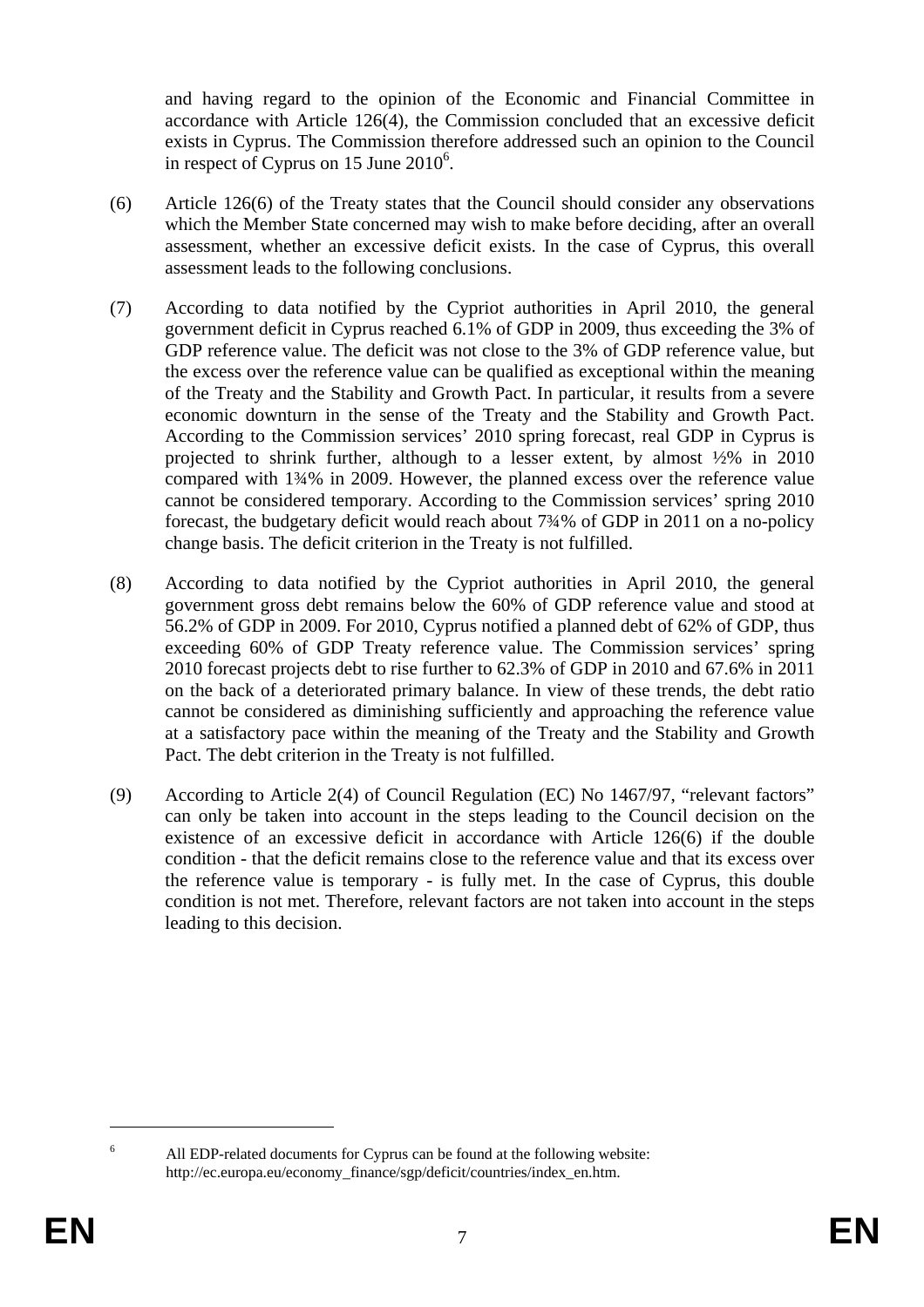and having regard to the opinion of the Economic and Financial Committee in accordance with Article 126(4), the Commission concluded that an excessive deficit exists in Cyprus. The Commission therefore addressed such an opinion to the Council in respect of Cyprus on 15 June 2010[6].

(6) Article 126(6) of the Treaty states that the Council should consider any observations which the Member State concerned may wish to make before deciding, after an overall assessment, whether an excessive deficit exists. In the case of Cyprus, this overall assessment leads to the following conclusions.

(7) According to data notified by the Cypriot authorities in April 2010, the general government deficit in Cyprus reached 6.1% of GDP in 2009, thus exceeding the 3% of GDP reference value. The deficit was not close to the 3% of GDP reference value, but the excess over the reference value can be qualified as exceptional within the meaning of the Treaty and the Stability and Growth Pact. In particular, it results from a severe economic downturn in the sense of the Treaty and the Stability and Growth Pact. According to the Commission services' 2010 spring forecast, real GDP in Cyprus is projected to shrink further, although to a lesser extent, by almost ½% in 2010 compared with 1¾% in 2009. However, the planned excess over the reference value cannot be considered temporary. According to the Commission services' spring 2010 forecast, the budgetary deficit would reach about 7¾% of GDP in 2011 on a no-policy change basis. The deficit criterion in the Treaty is not fulfilled.

(8) According to data notified by the Cypriot authorities in April 2010, the general government gross debt remains below the 60% of GDP reference value and stood at 56.2% of GDP in 2009. For 2010, Cyprus notified a planned debt of 62% of GDP, thus exceeding 60% of GDP Treaty reference value. The Commission services' spring 2010 forecast projects debt to rise further to 62.3% of GDP in 2010 and 67.6% in 2011 on the back of a deteriorated primary balance. In view of these trends, the debt ratio cannot be considered as diminishing sufficiently and approaching the reference value at a satisfactory pace within the meaning of the Treaty and the Stability and Growth Pact. The debt criterion in the Treaty is not fulfilled.

(9) According to Article 2(4) of Council Regulation (EC) No 1467/97, "relevant factors" can only be taken into account in the steps leading to the Council decision on the existence of an excessive deficit in accordance with Article 126(6) if the double condition - that the deficit remains close to the reference value and that its excess over the reference value is temporary - is fully met. In the case of Cyprus, this double condition is not met. Therefore, relevant factors are not taken into account in the steps leading to this decision.

[6] All EDP-related documents for Cyprus can be found at the following website: http://ec.europa.eu/economy_finance/sgp/deficit/countries/index_en.htm.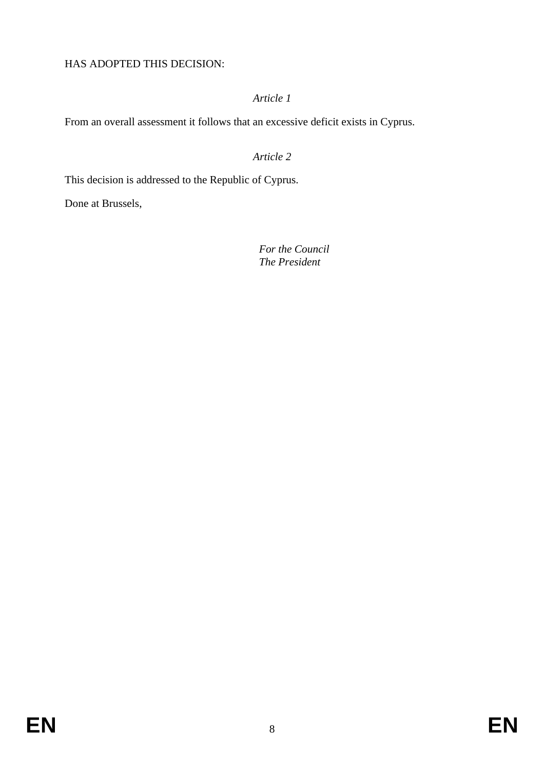HAS ADOPTED THIS DECISION:

*Article 1*

From an overall assessment it follows that an excessive deficit exists in Cyprus.

*Article 2*

This decision is addressed to the Republic of Cyprus.

Done at Brussels,

*For the Council*
*The President*